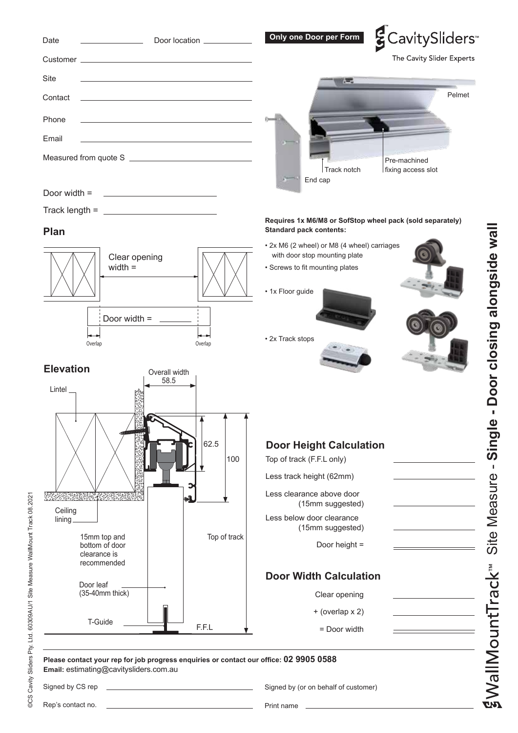Date ______________ Door location ______________

Customer ______________

Site ______________

Contact ______________

Phone ______________

Email ______________

Measured from quote S ______________

Door width = ______________

Track length = ______________

**Only one Door per Form**

CavitySliders™

The Cavity Slider Experts

Pelmet

Track notch

Pre-machined fixing access slot

End cap

# WallMountTrack™ Site Measure - Single - Door closing alongside wall

## Plan

Clear opening width =

Door width = ______

Overlap

Overlap

## Elevation

Overall width 58.5

Lintel

62.5

100

Ceiling lining

15mm top and bottom of door clearance is recommended

Top of track

Door leaf (35-40mm thick)

T-Guide

F.F.L

**Requires 1x M6/M8 or SofStop wheel pack (sold separately)**
**Standard pack contents:**

- 2x M6 (2 wheel) or M8 (4 wheel) carriages with door stop mounting plate
- Screws to fit mounting plates
- 1x Floor guide
- 2x Track stops

## Door Height Calculation

| | |
|---|---|
| Top of track (F.F.L only) | ______ |
| Less track height (62mm) | ______ |
| Less clearance above door (15mm suggested) | ______ |
| Less below door clearance (15mm suggested) | ______ |
| Door height = | ______ |

## Door Width Calculation

| | |
|---|---|
| Clear opening | ______ |
| + (overlap x 2) | ______ |
| = Door width | ______ |

**Please contact your rep for job progress enquiries or contact our office: 02 9905 0588**
**Email:** estimating@cavitysliders.com.au

Signed by CS rep ______________ Signed by (or on behalf of customer) ______________

Rep's contact no. ______________ Print name ______________

©CS Cavity Sliders Pty. Ltd. 60309AU/1 Site Measure WallMount Track 08.2021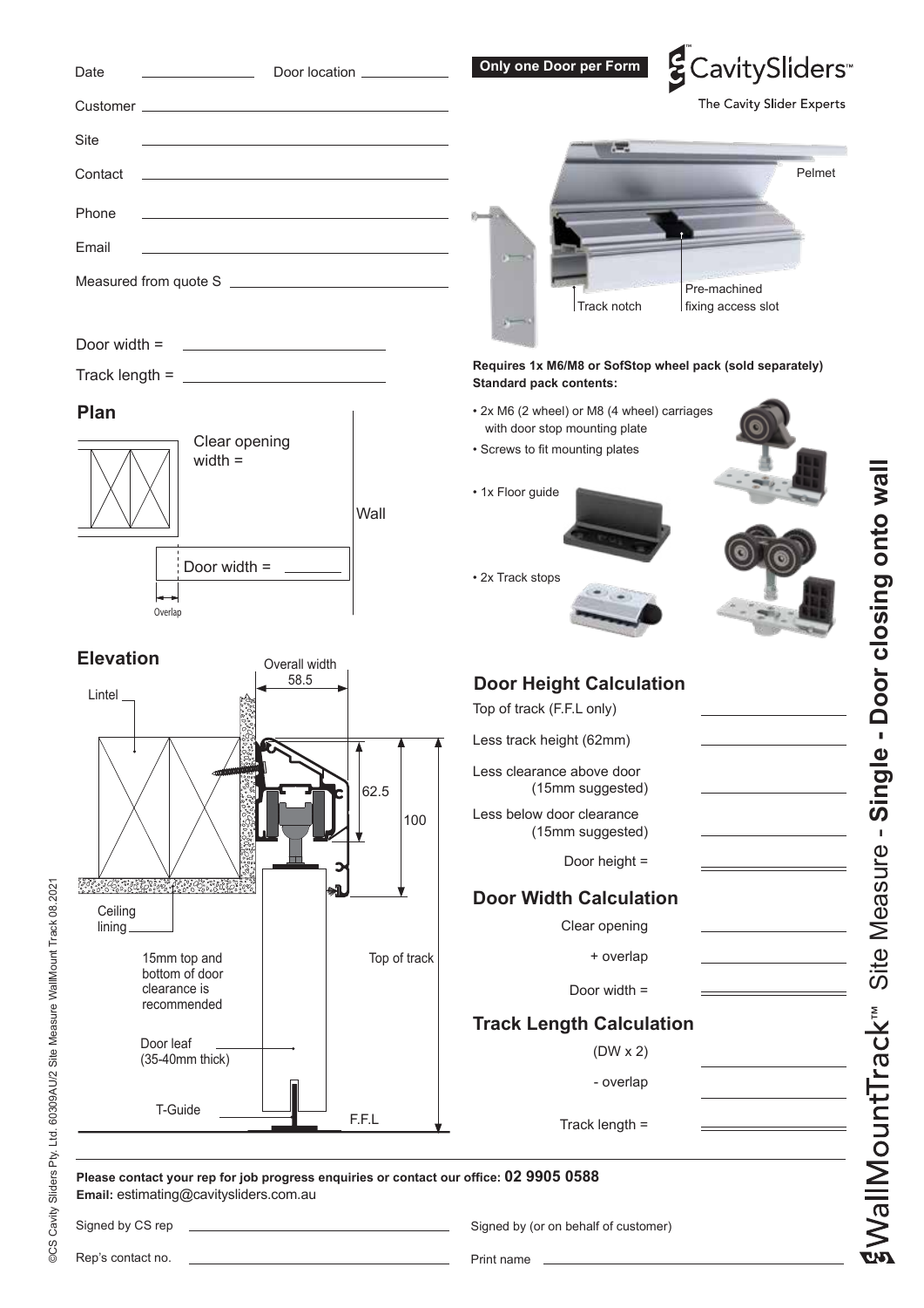Only one Door per Form

CavitySliders™
The Cavity Slider Experts

Date ____________ Door location ____________

Customer ____________

Site ____________

Contact ____________

Phone ____________

Email ____________

Measured from quote S ____________

Door width = ____________

Track length = ____________

## Plan

Clear opening width =

Wall

Door width = ______

Overlap

## Elevation

Overall width 58.5

Lintel

62.5

100

Ceiling lining

15mm top and bottom of door clearance is recommended

Top of track

Door leaf (35-40mm thick)

T-Guide

F.F.L

Pelmet

Track notch

Pre-machined fixing access slot

**Requires 1x M6/M8 or SofStop wheel pack (sold separately)**
**Standard pack contents:**

- 2x M6 (2 wheel) or M8 (4 wheel) carriages with door stop mounting plate
- Screws to fit mounting plates
- 1x Floor guide
- 2x Track stops

## Door Height Calculation

| | |
|---|---|
| Top of track (F.F.L only) | ______ |
| Less track height (62mm) | ______ |
| Less clearance above door (15mm suggested) | ______ |
| Less below door clearance (15mm suggested) | ______ |
| Door height = | ______ |

## Door Width Calculation

| | |
|---|---|
| Clear opening | ______ |
| + overlap | ______ |
| Door width = | ______ |

## Track Length Calculation

| | |
|---|---|
| (DW x 2) | ______ |
| - overlap | ______ |
| Track length = | ______ |

WallMountTrack™ Site Measure - **Single - Door closing onto wall**

**Please contact your rep for job progress enquiries or contact our office: 02 9905 0588**
**Email:** estimating@cavitysliders.com.au

Signed by CS rep ____________ Signed by (or on behalf of customer)

Rep's contact no. ____________ Print name ____________

©CS Cavity Sliders Pty. Ltd. 60309AU/2 Site Measure WallMount Track 08.2021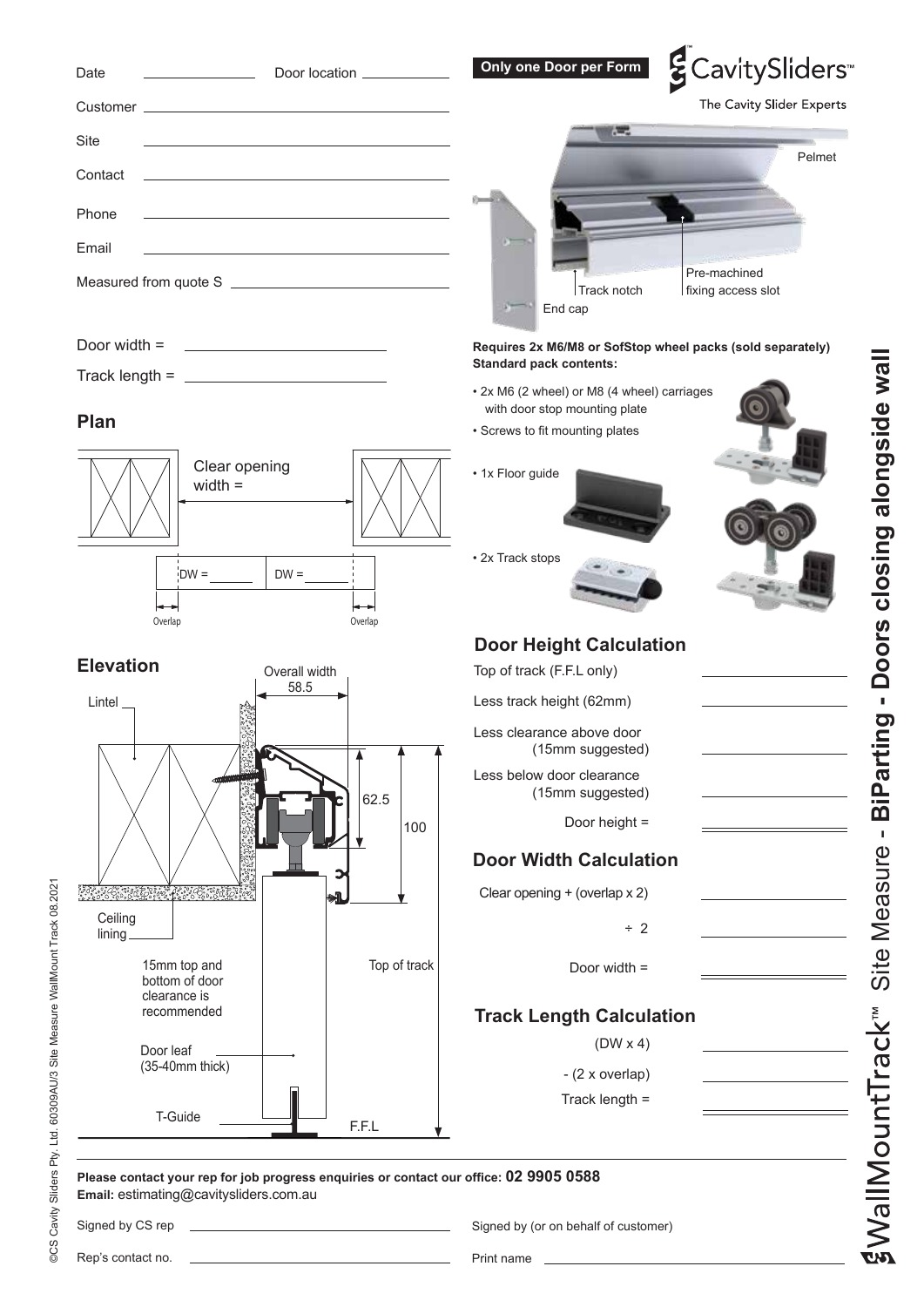Date ______________ Door location ______________

Customer ______________________________

Site ______________________________

Contact ______________________________

Phone ______________________________

Email ______________________________

Measured from quote S ______________________________

**Only one Door per Form**

CavitySliders™

The Cavity Slider Experts

Pelmet

Track notch

Pre-machined fixing access slot

End cap

Door width = ______________________

Track length = ______________________

## Plan

Clear opening width =

DW = ______ DW = ______

Overlap

Overlap

## Elevation

Overall width 58.5

Lintel

62.5

100

Ceiling lining

15mm top and bottom of door clearance is recommended

Top of track

Door leaf (35-40mm thick)

T-Guide

F.F.L

**Requires 2x M6/M8 or SofStop wheel packs (sold separately)**
**Standard pack contents:**

- 2x M6 (2 wheel) or M8 (4 wheel) carriages with door stop mounting plate
- Screws to fit mounting plates
- 1x Floor guide
- 2x Track stops

## Door Height Calculation

| | |
|---|---|
| Top of track (F.F.L only) | |
| Less track height (62mm) | |
| Less clearance above door (15mm suggested) | |
| Less below door clearance (15mm suggested) | |
| Door height = | |

## Door Width Calculation

| | |
|---|---|
| Clear opening + (overlap x 2) | |
| ÷ 2 | |
| Door width = | |

## Track Length Calculation

| | |
|---|---|
| (DW x 4) | |
| - (2 x overlap) | |
| Track length = | |

**Please contact your rep for job progress enquiries or contact our office: 02 9905 0588**
**Email:** estimating@cavitysliders.com.au

Signed by CS rep ______________________ Signed by (or on behalf of customer) ______________________

Rep's contact no. ______________________ Print name ______________________

WallMountTrack™ Site Measure - **BiParting - Doors closing alongside wall**

©CS Cavity Sliders Pty. Ltd. 60309AU/3 Site Measure WallMount Track 08.2021